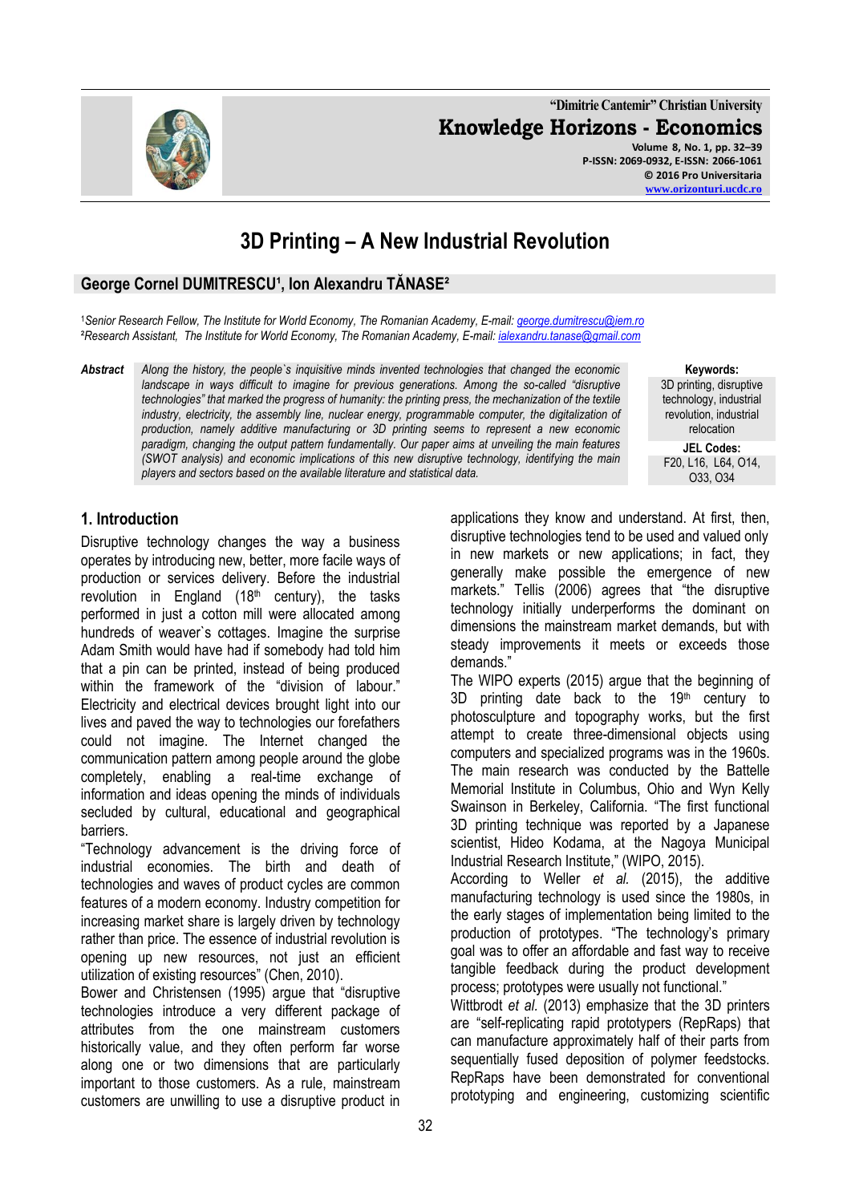"Dimitrie Cantemir" Christian University

**Knowledge Horizons - Economics**

Volume 8, No. 1, pp. 32–39
P-ISSN: 2069-0932, E-ISSN: 2066-1061
© 2016 Pro Universitaria
www.orizonturi.ucdc.ro

# 3D Printing – A New Industrial Revolution

## George Cornel DUMITRESCU[1], Ion Alexandru TĂNASE[2]

[1]*Senior Research Fellow, The Institute for World Economy, The Romanian Academy, E-mail: george.dumitrescu@iem.ro*
[2]*Research Assistant, The Institute for World Economy, The Romanian Academy, E-mail: ialexandru.tanase@gmail.com*

**Abstract** *Along the history, the people`s inquisitive minds invented technologies that changed the economic landscape in ways difficult to imagine for previous generations. Among the so-called "disruptive technologies" that marked the progress of humanity: the printing press, the mechanization of the textile industry, electricity, the assembly line, nuclear energy, programmable computer, the digitalization of production, namely additive manufacturing or 3D printing seems to represent a new economic paradigm, changing the output pattern fundamentally. Our paper aims at unveiling the main features (SWOT analysis) and economic implications of this new disruptive technology, identifying the main players and sectors based on the available literature and statistical data.*

**Keywords:** 3D printing, disruptive technology, industrial revolution, industrial relocation

**JEL Codes:** F20, L16, L64, O14, O33, O34

## 1. Introduction

Disruptive technology changes the way a business operates by introducing new, better, more facile ways of production or services delivery. Before the industrial revolution in England (18th century), the tasks performed in just a cotton mill were allocated among hundreds of weaver`s cottages. Imagine the surprise Adam Smith would have had if somebody had told him that a pin can be printed, instead of being produced within the framework of the "division of labour." Electricity and electrical devices brought light into our lives and paved the way to technologies our forefathers could not imagine. The Internet changed the communication pattern among people around the globe completely, enabling a real-time exchange of information and ideas opening the minds of individuals secluded by cultural, educational and geographical barriers.

"Technology advancement is the driving force of industrial economies. The birth and death of technologies and waves of product cycles are common features of a modern economy. Industry competition for increasing market share is largely driven by technology rather than price. The essence of industrial revolution is opening up new resources, not just an efficient utilization of existing resources" (Chen, 2010).

Bower and Christensen (1995) argue that "disruptive technologies introduce a very different package of attributes from the one mainstream customers historically value, and they often perform far worse along one or two dimensions that are particularly important to those customers. As a rule, mainstream customers are unwilling to use a disruptive product in applications they know and understand. At first, then, disruptive technologies tend to be used and valued only in new markets or new applications; in fact, they generally make possible the emergence of new markets." Tellis (2006) agrees that "the disruptive technology initially underperforms the dominant on dimensions the mainstream market demands, but with steady improvements it meets or exceeds those demands."

The WIPO experts (2015) argue that the beginning of 3D printing date back to the 19th century to photosculpture and topography works, but the first attempt to create three-dimensional objects using computers and specialized programs was in the 1960s. The main research was conducted by the Battelle Memorial Institute in Columbus, Ohio and Wyn Kelly Swainson in Berkeley, California. "The first functional 3D printing technique was reported by a Japanese scientist, Hideo Kodama, at the Nagoya Municipal Industrial Research Institute," (WIPO, 2015).

According to Weller *et al.* (2015), the additive manufacturing technology is used since the 1980s, in the early stages of implementation being limited to the production of prototypes. "The technology's primary goal was to offer an affordable and fast way to receive tangible feedback during the product development process; prototypes were usually not functional."

Wittbrodt *et al.* (2013) emphasize that the 3D printers are "self-replicating rapid prototypers (RepRaps) that can manufacture approximately half of their parts from sequentially fused deposition of polymer feedstocks. RepRaps have been demonstrated for conventional prototyping and engineering, customizing scientific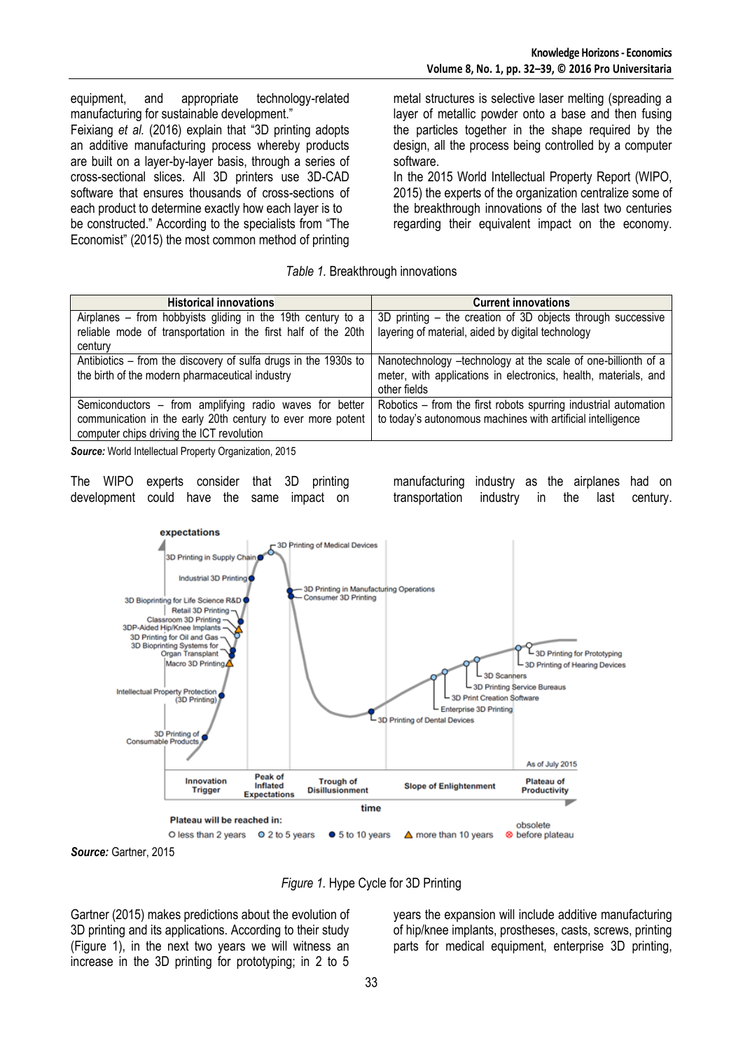equipment, and appropriate technology-related manufacturing for sustainable development."

Feixiang *et al.* (2016) explain that "3D printing adopts an additive manufacturing process whereby products are built on a layer-by-layer basis, through a series of cross-sectional slices. All 3D printers use 3D-CAD software that ensures thousands of cross-sections of each product to determine exactly how each layer is to be constructed." According to the specialists from "The Economist" (2015) the most common method of printing metal structures is selective laser melting (spreading a layer of metallic powder onto a base and then fusing the particles together in the shape required by the design, all the process being controlled by a computer software.

In the 2015 World Intellectual Property Report (WIPO, 2015) the experts of the organization centralize some of the breakthrough innovations of the last two centuries regarding their equivalent impact on the economy.

*Table 1.* Breakthrough innovations

| Historical innovations | Current innovations |
|---|---|
| Airplanes – from hobbyists gliding in the 19th century to a reliable mode of transportation in the first half of the 20th century | 3D printing – the creation of 3D objects through successive layering of material, aided by digital technology |
| Antibiotics – from the discovery of sulfa drugs in the 1930s to the birth of the modern pharmaceutical industry | Nanotechnology –technology at the scale of one-billionth of a meter, with applications in electronics, health, materials, and other fields |
| Semiconductors – from amplifying radio waves for better communication in the early 20th century to ever more potent computer chips driving the ICT revolution | Robotics – from the first robots spurring industrial automation to today's autonomous machines with artificial intelligence |

***Source:*** World Intellectual Property Organization, 2015

The WIPO experts consider that 3D printing development could have the same impact on manufacturing industry as the airplanes had on transportation industry in the last century.

expectations

3D Printing of Medical Devices
3D Printing in Supply Chain
Industrial 3D Printing
3D Printing in Manufacturing Operations
Consumer 3D Printing
3D Bioprinting for Life Science R&D
Retail 3D Printing
Classroom 3D Printing
3DP-Aided Hip/Knee Implants
3D Printing for Oil and Gas
3D Bioprinting Systems for Organ Transplant
Macro 3D Printing
3D Printing for Prototyping
3D Printing of Hearing Devices
3D Scanners
3D Printing Service Bureaus
3D Print Creation Software
Enterprise 3D Printing
Intellectual Property Protection (3D Printing)
3D Printing of Dental Devices
3D Printing of Consumable Products

As of July 2015

Innovation Trigger | Peak of Inflated Expectations | Trough of Disillusionment | Slope of Enlightenment | Plateau of Productivity

time

Plateau will be reached in:
less than 2 years
2 to 5 years
5 to 10 years
more than 10 years
obsolete before plateau

***Source:*** Gartner, 2015

*Figure 1.* Hype Cycle for 3D Printing

Gartner (2015) makes predictions about the evolution of 3D printing and its applications. According to their study (Figure 1), in the next two years we will witness an increase in the 3D printing for prototyping; in 2 to 5 years the expansion will include additive manufacturing of hip/knee implants, prostheses, casts, screws, printing parts for medical equipment, enterprise 3D printing,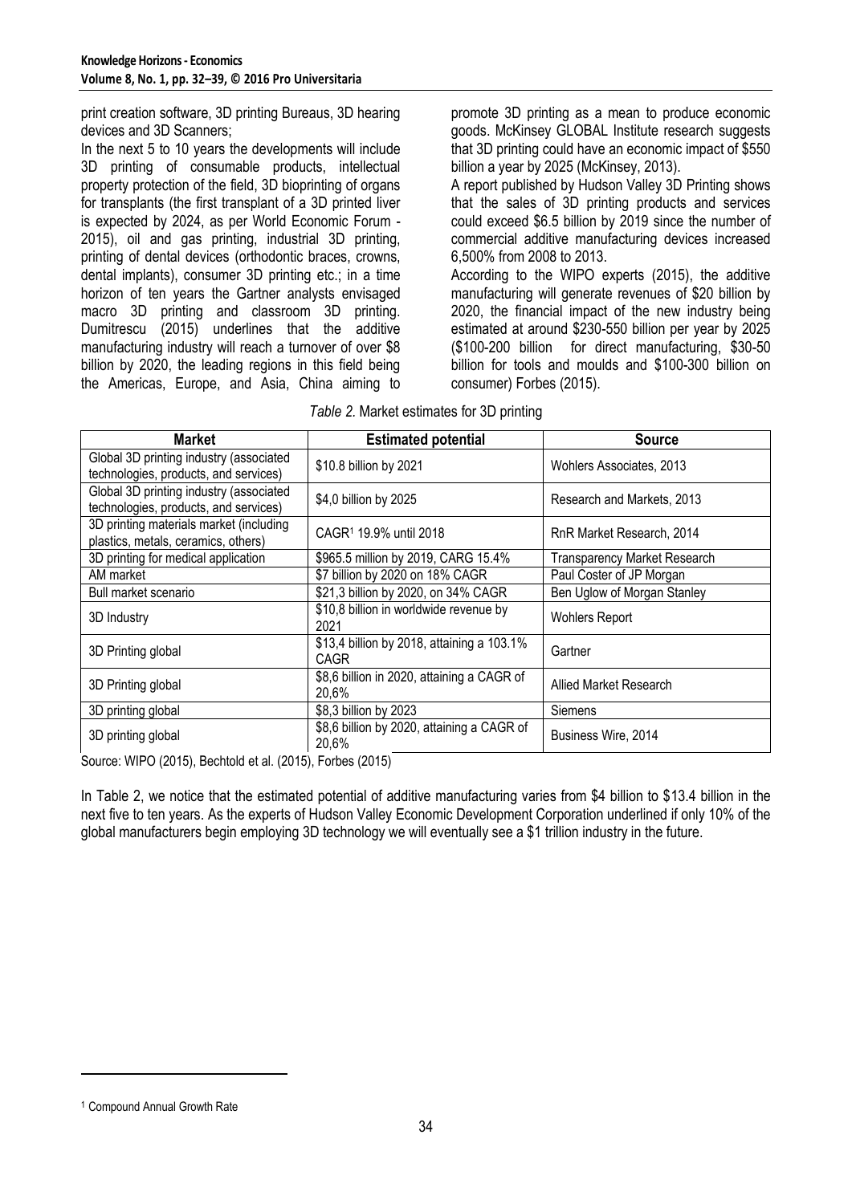print creation software, 3D printing Bureaus, 3D hearing devices and 3D Scanners;

In the next 5 to 10 years the developments will include 3D printing of consumable products, intellectual property protection of the field, 3D bioprinting of organs for transplants (the first transplant of a 3D printed liver is expected by 2024, as per World Economic Forum - 2015), oil and gas printing, industrial 3D printing, printing of dental devices (orthodontic braces, crowns, dental implants), consumer 3D printing etc.; in a time horizon of ten years the Gartner analysts envisaged macro 3D printing and classroom 3D printing. Dumitrescu (2015) underlines that the additive manufacturing industry will reach a turnover of over $8 billion by 2020, the leading regions in this field being the Americas, Europe, and Asia, China aiming to promote 3D printing as a mean to produce economic goods. McKinsey GLOBAL Institute research suggests that 3D printing could have an economic impact of $550 billion a year by 2025 (McKinsey, 2013).

A report published by Hudson Valley 3D Printing shows that the sales of 3D printing products and services could exceed $6.5 billion by 2019 since the number of commercial additive manufacturing devices increased 6,500% from 2008 to 2013.

According to the WIPO experts (2015), the additive manufacturing will generate revenues of $20 billion by 2020, the financial impact of the new industry being estimated at around $230-550 billion per year by 2025 ($100-200 billion for direct manufacturing, $30-50 billion for tools and moulds and $100-300 billion on consumer) Forbes (2015).

*Table 2.* Market estimates for 3D printing

| Market | Estimated potential | Source |
|---|---|---|
| Global 3D printing industry (associated technologies, products, and services) | $10.8 billion by 2021 | Wohlers Associates, 2013 |
| Global 3D printing industry (associated technologies, products, and services) | $4,0 billion by 2025 | Research and Markets, 2013 |
| 3D printing materials market (including plastics, metals, ceramics, others) | CAGR[1] 19.9% until 2018 | RnR Market Research, 2014 |
| 3D printing for medical application | $965.5 million by 2019, CARG 15.4% | Transparency Market Research |
| AM market | $7 billion by 2020 on 18% CAGR | Paul Coster of JP Morgan |
| Bull market scenario | $21,3 billion by 2020, on 34% CAGR | Ben Uglow of Morgan Stanley |
| 3D Industry | $10,8 billion in worldwide revenue by 2021 | Wohlers Report |
| 3D Printing global | $13,4 billion by 2018, attaining a 103.1% CAGR | Gartner |
| 3D Printing global | $8,6 billion in 2020, attaining a CAGR of 20,6% | Allied Market Research |
| 3D printing global | $8,3 billion by 2023 | Siemens |
| 3D printing global | $8,6 billion by 2020, attaining a CAGR of 20,6% | Business Wire, 2014 |

Source: WIPO (2015), Bechtold et al. (2015), Forbes (2015)

In Table 2, we notice that the estimated potential of additive manufacturing varies from $4 billion to $13.4 billion in the next five to ten years. As the experts of Hudson Valley Economic Development Corporation underlined if only 10% of the global manufacturers begin employing 3D technology we will eventually see a $1 trillion industry in the future.

[1] Compound Annual Growth Rate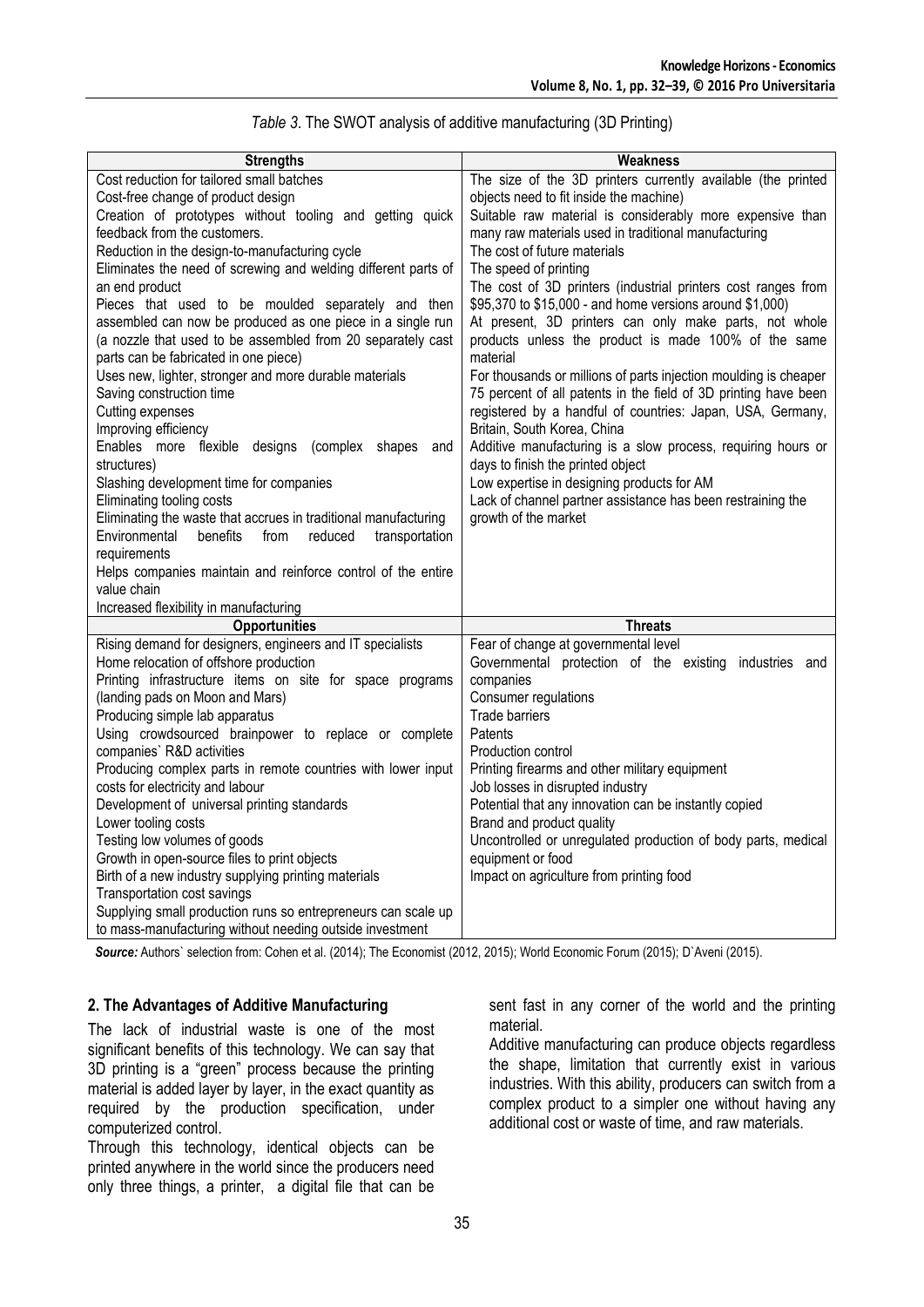*Table 3*. The SWOT analysis of additive manufacturing (3D Printing)

| Strengths | Weakness |
|---|---|
| Cost reduction for tailored small batches<br>Cost-free change of product design<br>Creation of prototypes without tooling and getting quick feedback from the customers.<br>Reduction in the design-to-manufacturing cycle<br>Eliminates the need of screwing and welding different parts of an end product<br>Pieces that used to be moulded separately and then assembled can now be produced as one piece in a single run (a nozzle that used to be assembled from 20 separately cast parts can be fabricated in one piece)<br>Uses new, lighter, stronger and more durable materials<br>Saving construction time<br>Cutting expenses<br>Improving efficiency<br>Enables more flexible designs (complex shapes and structures)<br>Slashing development time for companies<br>Eliminating tooling costs<br>Eliminating the waste that accrues in traditional manufacturing<br>Environmental benefits from reduced transportation requirements<br>Helps companies maintain and reinforce control of the entire value chain<br>Increased flexibility in manufacturing | The size of the 3D printers currently available (the printed objects need to fit inside the machine)<br>Suitable raw material is considerably more expensive than many raw materials used in traditional manufacturing<br>The cost of future materials<br>The speed of printing<br>The cost of 3D printers (industrial printers cost ranges from $95,370 to $15,000 - and home versions around $1,000)<br>At present, 3D printers can only make parts, not whole products unless the product is made 100% of the same material<br>For thousands or millions of parts injection moulding is cheaper<br>75 percent of all patents in the field of 3D printing have been registered by a handful of countries: Japan, USA, Germany, Britain, South Korea, China<br>Additive manufacturing is a slow process, requiring hours or days to finish the printed object<br>Low expertise in designing products for AM<br>Lack of channel partner assistance has been restraining the growth of the market |
| **Opportunities** | **Threats** |
| Rising demand for designers, engineers and IT specialists<br>Home relocation of offshore production<br>Printing infrastructure items on site for space programs (landing pads on Moon and Mars)<br>Producing simple lab apparatus<br>Using crowdsourced brainpower to replace or complete companies` R&D activities<br>Producing complex parts in remote countries with lower input costs for electricity and labour<br>Development of universal printing standards<br>Lower tooling costs<br>Testing low volumes of goods<br>Growth in open-source files to print objects<br>Birth of a new industry supplying printing materials<br>Transportation cost savings<br>Supplying small production runs so entrepreneurs can scale up to mass-manufacturing without needing outside investment | Fear of change at governmental level<br>Governmental protection of the existing industries and companies<br>Consumer regulations<br>Trade barriers<br>Patents<br>Production control<br>Printing firearms and other military equipment<br>Job losses in disrupted industry<br>Potential that any innovation can be instantly copied<br>Brand and product quality<br>Uncontrolled or unregulated production of body parts, medical equipment or food<br>Impact on agriculture from printing food |

***Source:*** Authors` selection from: Cohen et al. (2014); The Economist (2012, 2015); World Economic Forum (2015); D`Aveni (2015).

## 2. The Advantages of Additive Manufacturing

The lack of industrial waste is one of the most significant benefits of this technology. We can say that 3D printing is a "green" process because the printing material is added layer by layer, in the exact quantity as required by the production specification, under computerized control.

Through this technology, identical objects can be printed anywhere in the world since the producers need only three things, a printer, a digital file that can be sent fast in any corner of the world and the printing material.

Additive manufacturing can produce objects regardless the shape, limitation that currently exist in various industries. With this ability, producers can switch from a complex product to a simpler one without having any additional cost or waste of time, and raw materials.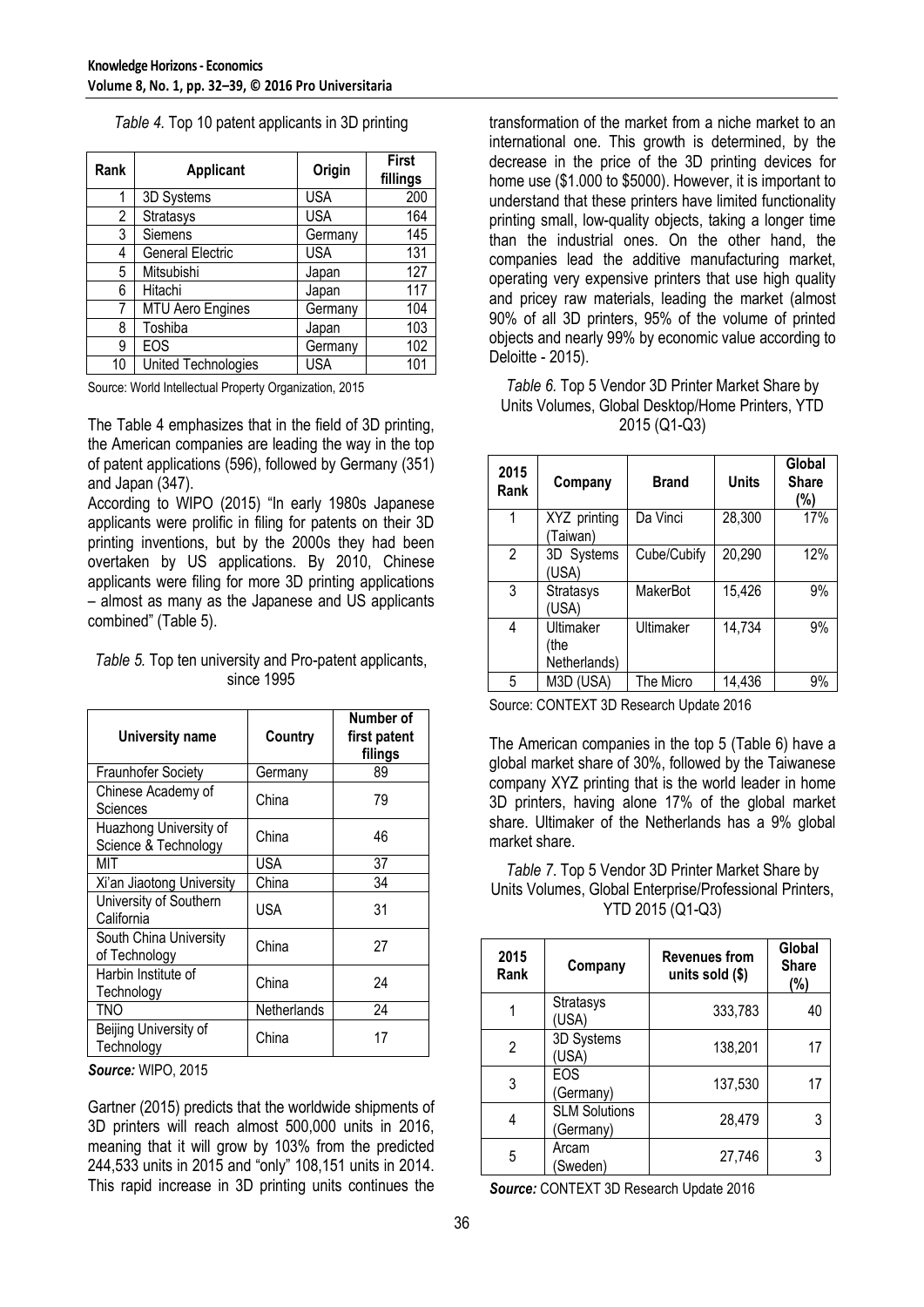*Table 4.* Top 10 patent applicants in 3D printing

| Rank | Applicant | Origin | First fillings |
|---|---|---|---|
| 1 | 3D Systems | USA | 200 |
| 2 | Stratasys | USA | 164 |
| 3 | Siemens | Germany | 145 |
| 4 | General Electric | USA | 131 |
| 5 | Mitsubishi | Japan | 127 |
| 6 | Hitachi | Japan | 117 |
| 7 | MTU Aero Engines | Germany | 104 |
| 8 | Toshiba | Japan | 103 |
| 9 | EOS | Germany | 102 |
| 10 | United Technologies | USA | 101 |

Source: World Intellectual Property Organization, 2015

The Table 4 emphasizes that in the field of 3D printing, the American companies are leading the way in the top of patent applications (596), followed by Germany (351) and Japan (347).

According to WIPO (2015) "In early 1980s Japanese applicants were prolific in filing for patents on their 3D printing inventions, but by the 2000s they had been overtaken by US applications. By 2010, Chinese applicants were filing for more 3D printing applications – almost as many as the Japanese and US applicants combined" (Table 5).

*Table 5.* Top ten university and Pro-patent applicants, since 1995

| University name | Country | Number of first patent filings |
|---|---|---|
| Fraunhofer Society | Germany | 89 |
| Chinese Academy of Sciences | China | 79 |
| Huazhong University of Science & Technology | China | 46 |
| MIT | USA | 37 |
| Xi'an Jiaotong University | China | 34 |
| University of Southern California | USA | 31 |
| South China University of Technology | China | 27 |
| Harbin Institute of Technology | China | 24 |
| TNO | Netherlands | 24 |
| Beijing University of Technology | China | 17 |

***Source:*** WIPO, 2015

Gartner (2015) predicts that the worldwide shipments of 3D printers will reach almost 500,000 units in 2016, meaning that it will grow by 103% from the predicted 244,533 units in 2015 and "only" 108,151 units in 2014. This rapid increase in 3D printing units continues the transformation of the market from a niche market to an international one. This growth is determined, by the decrease in the price of the 3D printing devices for home use ($1.000 to $5000). However, it is important to understand that these printers have limited functionality printing small, low-quality objects, taking a longer time than the industrial ones. On the other hand, the companies lead the additive manufacturing market, operating very expensive printers that use high quality and pricey raw materials, leading the market (almost 90% of all 3D printers, 95% of the volume of printed objects and nearly 99% by economic value according to Deloitte - 2015).

*Table 6.* Top 5 Vendor 3D Printer Market Share by Units Volumes, Global Desktop/Home Printers, YTD 2015 (Q1-Q3)

| 2015 Rank | Company | Brand | Units | Global Share (%) |
|---|---|---|---|---|
| 1 | XYZ printing (Taiwan) | Da Vinci | 28,300 | 17% |
| 2 | 3D Systems (USA) | Cube/Cubify | 20,290 | 12% |
| 3 | Stratasys (USA) | MakerBot | 15,426 | 9% |
| 4 | Ultimaker (the Netherlands) | Ultimaker | 14,734 | 9% |
| 5 | M3D (USA) | The Micro | 14,436 | 9% |

Source: CONTEXT 3D Research Update 2016

The American companies in the top 5 (Table 6) have a global market share of 30%, followed by the Taiwanese company XYZ printing that is the world leader in home 3D printers, having alone 17% of the global market share. Ultimaker of the Netherlands has a 9% global market share.

*Table 7.* Top 5 Vendor 3D Printer Market Share by Units Volumes, Global Enterprise/Professional Printers, YTD 2015 (Q1-Q3)

| 2015 Rank | Company | Revenues from units sold ($) | Global Share (%) |
|---|---|---|---|
| 1 | Stratasys (USA) | 333,783 | 40 |
| 2 | 3D Systems (USA) | 138,201 | 17 |
| 3 | EOS (Germany) | 137,530 | 17 |
| 4 | SLM Solutions (Germany) | 28,479 | 3 |
| 5 | Arcam (Sweden) | 27,746 | 3 |

***Source:*** CONTEXT 3D Research Update 2016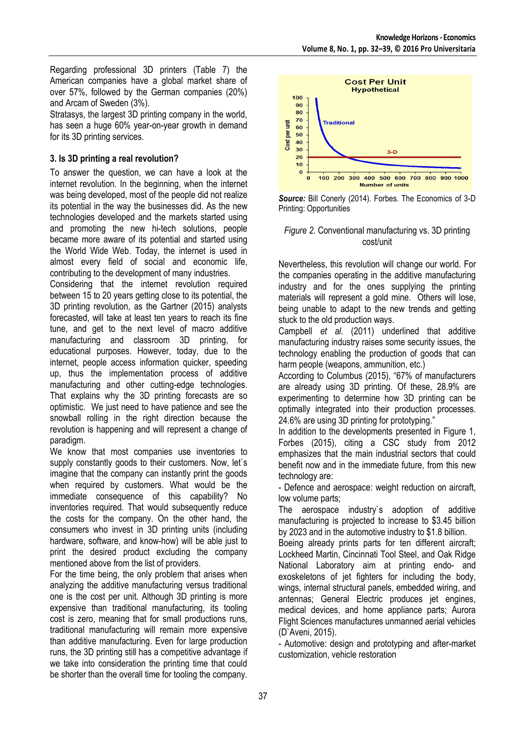Regarding professional 3D printers (Table 7) the American companies have a global market share of over 57%, followed by the German companies (20%) and Arcam of Sweden (3%).

Stratasys, the largest 3D printing company in the world, has seen a huge 60% year-on-year growth in demand for its 3D printing services.

### 3. Is 3D printing a real revolution?

To answer the question, we can have a look at the internet revolution. In the beginning, when the internet was being developed, most of the people did not realize its potential in the way the businesses did. As the new technologies developed and the markets started using and promoting the new hi-tech solutions, people became more aware of its potential and started using the World Wide Web. Today, the internet is used in almost every field of social and economic life, contributing to the development of many industries.

Considering that the internet revolution required between 15 to 20 years getting close to its potential, the 3D printing revolution, as the Gartner (2015) analysts forecasted, will take at least ten years to reach its fine tune, and get to the next level of macro additive manufacturing and classroom 3D printing, for educational purposes. However, today, due to the internet, people access information quicker, speeding up, thus the implementation process of additive manufacturing and other cutting-edge technologies. That explains why the 3D printing forecasts are so optimistic. We just need to have patience and see the snowball rolling in the right direction because the revolution is happening and will represent a change of paradigm.

We know that most companies use inventories to supply constantly goods to their customers. Now, let`s imagine that the company can instantly print the goods when required by customers. What would be the immediate consequence of this capability? No inventories required. That would subsequently reduce the costs for the company. On the other hand, the consumers who invest in 3D printing units (including hardware, software, and know-how) will be able just to print the desired product excluding the company mentioned above from the list of providers.

For the time being, the only problem that arises when analyzing the additive manufacturing versus traditional one is the cost per unit. Although 3D printing is more expensive than traditional manufacturing, its tooling cost is zero, meaning that for small productions runs, traditional manufacturing will remain more expensive than additive manufacturing. Even for large production runs, the 3D printing still has a competitive advantage if we take into consideration the printing time that could be shorter than the overall time for tooling the company.

Cost Per Unit
Hypothetical
Cost per unit
100
90
80
70
60
50
40
30
20
10
0
Traditional
3-D
0 100 200 300 400 500 600 700 800 900 1000
Number of units

***Source:*** Bill Conerly (2014). Forbes. The Economics of 3-D Printing: Opportunities

*Figure 2.* Conventional manufacturing vs. 3D printing cost/unit

Nevertheless, this revolution will change our world. For the companies operating in the additive manufacturing industry and for the ones supplying the printing materials will represent a gold mine. Others will lose, being unable to adapt to the new trends and getting stuck to the old production ways.

Campbell *et al.* (2011) underlined that additive manufacturing industry raises some security issues, the technology enabling the production of goods that can harm people (weapons, ammunition, etc.)

According to Columbus (2015), "67% of manufacturers are already using 3D printing. Of these, 28.9% are experimenting to determine how 3D printing can be optimally integrated into their production processes. 24.6% are using 3D printing for prototyping."

In addition to the developments presented in Figure 1, Forbes (2015), citing a CSC study from 2012 emphasizes that the main industrial sectors that could benefit now and in the immediate future, from this new technology are:

- Defence and aerospace: weight reduction on aircraft, low volume parts;

The aerospace industry`s adoption of additive manufacturing is projected to increase to $3.45 billion by 2023 and in the automotive industry to $1.8 billion. Boeing already prints parts for ten different aircraft; Lockheed Martin, Cincinnati Tool Steel, and Oak Ridge National Laboratory aim at printing endo- and exoskeletons of jet fighters for including the body, wings, internal structural panels, embedded wiring, and antennas; General Electric produces jet engines, medical devices, and home appliance parts; Aurora Flight Sciences manufactures unmanned aerial vehicles (D`Aveni, 2015).

- Automotive: design and prototyping and after-market customization, vehicle restoration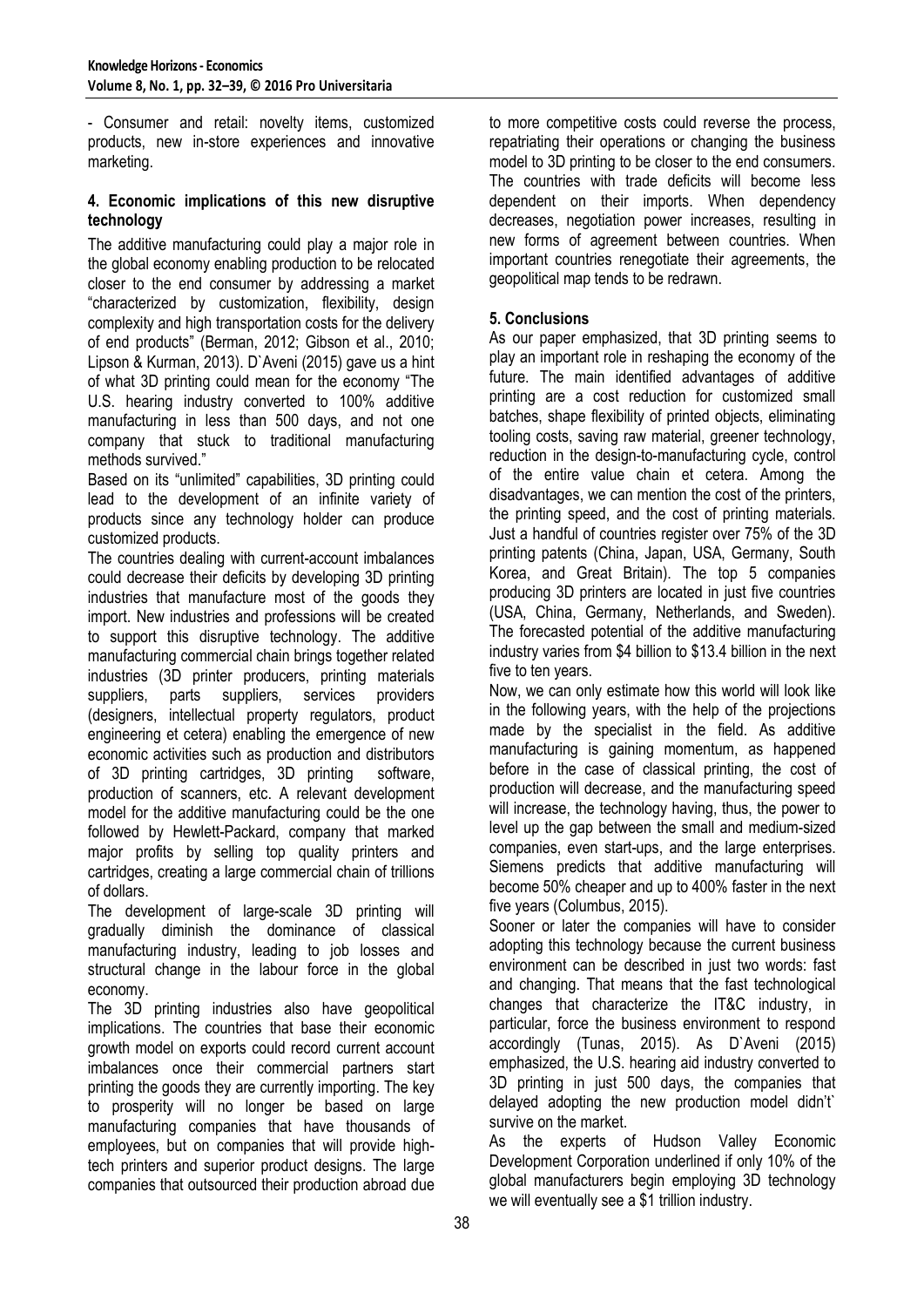- Consumer and retail: novelty items, customized products, new in-store experiences and innovative marketing.

### 4. Economic implications of this new disruptive technology

The additive manufacturing could play a major role in the global economy enabling production to be relocated closer to the end consumer by addressing a market "characterized by customization, flexibility, design complexity and high transportation costs for the delivery of end products" (Berman, 2012; Gibson et al., 2010; Lipson & Kurman, 2013). D`Aveni (2015) gave us a hint of what 3D printing could mean for the economy "The U.S. hearing industry converted to 100% additive manufacturing in less than 500 days, and not one company that stuck to traditional manufacturing methods survived."

Based on its "unlimited" capabilities, 3D printing could lead to the development of an infinite variety of products since any technology holder can produce customized products.

The countries dealing with current-account imbalances could decrease their deficits by developing 3D printing industries that manufacture most of the goods they import. New industries and professions will be created to support this disruptive technology. The additive manufacturing commercial chain brings together related industries (3D printer producers, printing materials suppliers, parts suppliers, services providers (designers, intellectual property regulators, product engineering et cetera) enabling the emergence of new economic activities such as production and distributors of 3D printing cartridges, 3D printing software, production of scanners, etc. A relevant development model for the additive manufacturing could be the one followed by Hewlett-Packard, company that marked major profits by selling top quality printers and cartridges, creating a large commercial chain of trillions of dollars.

The development of large-scale 3D printing will gradually diminish the dominance of classical manufacturing industry, leading to job losses and structural change in the labour force in the global economy.

The 3D printing industries also have geopolitical implications. The countries that base their economic growth model on exports could record current account imbalances once their commercial partners start printing the goods they are currently importing. The key to prosperity will no longer be based on large manufacturing companies that have thousands of employees, but on companies that will provide high-tech printers and superior product designs. The large companies that outsourced their production abroad due to more competitive costs could reverse the process, repatriating their operations or changing the business model to 3D printing to be closer to the end consumers. The countries with trade deficits will become less dependent on their imports. When dependency decreases, negotiation power increases, resulting in new forms of agreement between countries. When important countries renegotiate their agreements, the geopolitical map tends to be redrawn.

### 5. Conclusions

As our paper emphasized, that 3D printing seems to play an important role in reshaping the economy of the future. The main identified advantages of additive printing are a cost reduction for customized small batches, shape flexibility of printed objects, eliminating tooling costs, saving raw material, greener technology, reduction in the design-to-manufacturing cycle, control of the entire value chain et cetera. Among the disadvantages, we can mention the cost of the printers, the printing speed, and the cost of printing materials. Just a handful of countries register over 75% of the 3D printing patents (China, Japan, USA, Germany, South Korea, and Great Britain). The top 5 companies producing 3D printers are located in just five countries (USA, China, Germany, Netherlands, and Sweden). The forecasted potential of the additive manufacturing industry varies from $4 billion to $13.4 billion in the next five to ten years.

Now, we can only estimate how this world will look like in the following years, with the help of the projections made by the specialist in the field. As additive manufacturing is gaining momentum, as happened before in the case of classical printing, the cost of production will decrease, and the manufacturing speed will increase, the technology having, thus, the power to level up the gap between the small and medium-sized companies, even start-ups, and the large enterprises. Siemens predicts that additive manufacturing will become 50% cheaper and up to 400% faster in the next five years (Columbus, 2015).

Sooner or later the companies will have to consider adopting this technology because the current business environment can be described in just two words: fast and changing. That means that the fast technological changes that characterize the IT&C industry, in particular, force the business environment to respond accordingly (Tunas, 2015). As D`Aveni (2015) emphasized, the U.S. hearing aid industry converted to 3D printing in just 500 days, the companies that delayed adopting the new production model didn't` survive on the market.

As the experts of Hudson Valley Economic Development Corporation underlined if only 10% of the global manufacturers begin employing 3D technology we will eventually see a $1 trillion industry.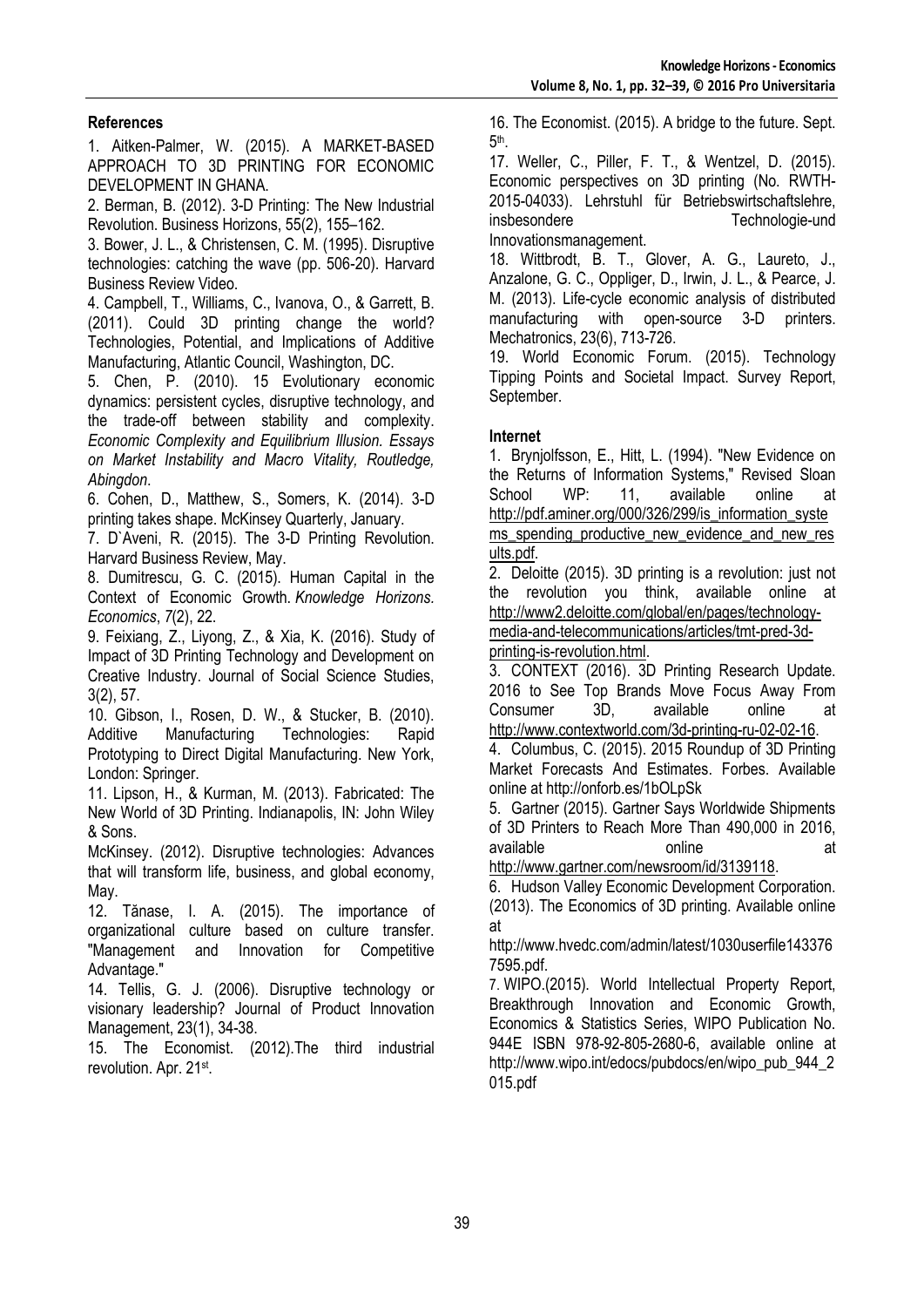## References

1. Aitken-Palmer, W. (2015). A MARKET-BASED APPROACH TO 3D PRINTING FOR ECONOMIC DEVELOPMENT IN GHANA.
2. Berman, B. (2012). 3-D Printing: The New Industrial Revolution. Business Horizons, 55(2), 155–162.
3. Bower, J. L., & Christensen, C. M. (1995). Disruptive technologies: catching the wave (pp. 506-20). Harvard Business Review Video.
4. Campbell, T., Williams, C., Ivanova, O., & Garrett, B. (2011). Could 3D printing change the world? Technologies, Potential, and Implications of Additive Manufacturing, Atlantic Council, Washington, DC.
5. Chen, P. (2010). 15 Evolutionary economic dynamics: persistent cycles, disruptive technology, and the trade-off between stability and complexity. *Economic Complexity and Equilibrium Illusion. Essays on Market Instability and Macro Vitality, Routledge, Abingdon*.
6. Cohen, D., Matthew, S., Somers, K. (2014). 3-D printing takes shape. McKinsey Quarterly, January.
7. D`Aveni, R. (2015). The 3-D Printing Revolution. Harvard Business Review, May.
8. Dumitrescu, G. C. (2015). Human Capital in the Context of Economic Growth. *Knowledge Horizons. Economics*, *7*(2), 22.
9. Feixiang, Z., Liyong, Z., & Xia, K. (2016). Study of Impact of 3D Printing Technology and Development on Creative Industry. Journal of Social Science Studies, 3(2), 57.
10. Gibson, I., Rosen, D. W., & Stucker, B. (2010). Additive Manufacturing Technologies: Rapid Prototyping to Direct Digital Manufacturing. New York, London: Springer.
11. Lipson, H., & Kurman, M. (2013). Fabricated: The New World of 3D Printing. Indianapolis, IN: John Wiley & Sons.

McKinsey. (2012). Disruptive technologies: Advances that will transform life, business, and global economy, May.

12. Tănase, I. A. (2015). The importance of organizational culture based on culture transfer. "Management and Innovation for Competitive Advantage."
14. Tellis, G. J. (2006). Disruptive technology or visionary leadership? Journal of Product Innovation Management, 23(1), 34-38.
15. The Economist. (2012).The third industrial revolution. Apr. 21st.
16. The Economist. (2015). A bridge to the future. Sept. 5th.
17. Weller, C., Piller, F. T., & Wentzel, D. (2015). Economic perspectives on 3D printing (No. RWTH-2015-04033). Lehrstuhl für Betriebswirtschaftslehre, insbesondere Technologie-und Innovationsmanagement.
18. Wittbrodt, B. T., Glover, A. G., Laureto, J., Anzalone, G. C., Oppliger, D., Irwin, J. L., & Pearce, J. M. (2013). Life-cycle economic analysis of distributed manufacturing with open-source 3-D printers. Mechatronics, 23(6), 713-726.
19. World Economic Forum. (2015). Technology Tipping Points and Societal Impact. Survey Report, September.

## Internet

1. Brynjolfsson, E., Hitt, L. (1994). "New Evidence on the Returns of Information Systems," Revised Sloan School WP: 11, available online at http://pdf.aminer.org/000/326/299/is_information_systems_spending_productive_new_evidence_and_new_results.pdf.
2. Deloitte (2015). 3D printing is a revolution: just not the revolution you think, available online at http://www2.deloitte.com/global/en/pages/technology-media-and-telecommunications/articles/tmt-pred-3d-printing-is-revolution.html.
3. CONTEXT (2016). 3D Printing Research Update. 2016 to See Top Brands Move Focus Away From Consumer 3D, available online at http://www.contextworld.com/3d-printing-ru-02-02-16.
4. Columbus, C. (2015). 2015 Roundup of 3D Printing Market Forecasts And Estimates. Forbes. Available online at http://onforb.es/1bOLpSk
5. Gartner (2015). Gartner Says Worldwide Shipments of 3D Printers to Reach More Than 490,000 in 2016, available online at http://www.gartner.com/newsroom/id/3139118.
6. Hudson Valley Economic Development Corporation. (2013). The Economics of 3D printing. Available online at http://www.hvedc.com/admin/latest/1030userfile1433767595.pdf.
7. WIPO.(2015). World Intellectual Property Report, Breakthrough Innovation and Economic Growth, Economics & Statistics Series, WIPO Publication No. 944E ISBN 978-92-805-2680-6, available online at http://www.wipo.int/edocs/pubdocs/en/wipo_pub_944_2015.pdf